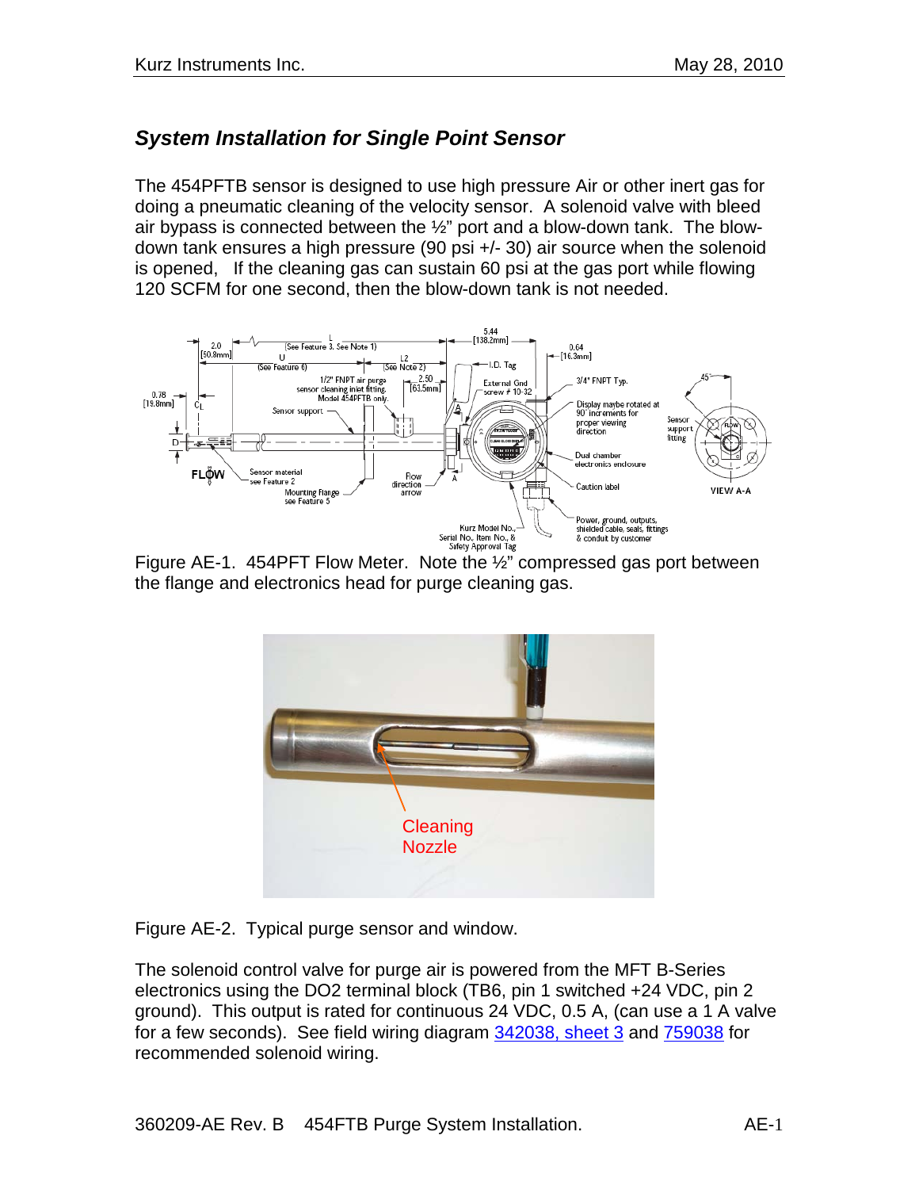## *System Installation for Single Point Sensor*

The 454PFTB sensor is designed to use high pressure Air or other inert gas for doing a pneumatic cleaning of the velocity sensor. A solenoid valve with bleed air bypass is connected between the ½" port and a blow-down tank. The blow-down tank ensures a high pressure (90 psi +/- 30) air source when the solenoid is opened, If the cleaning gas can sustain 60 psi at the gas port while flowing 120 SCFM for one second, then the blow-down tank is not needed.

Figure AE-1. 454PFT Flow Meter. Note the ½" compressed gas port between the flange and electronics head for purge cleaning gas.

Figure AE-2. Typical purge sensor and window.

The solenoid control valve for purge air is powered from the MFT B-Series electronics using the DO2 terminal block (TB6, pin 1 switched +24 VDC, pin 2 ground). This output is rated for continuous 24 VDC, 0.5 A, (can use a 1 A valve for a few seconds). See field wiring diagram 342038, sheet 3 and 759038 for recommended solenoid wiring.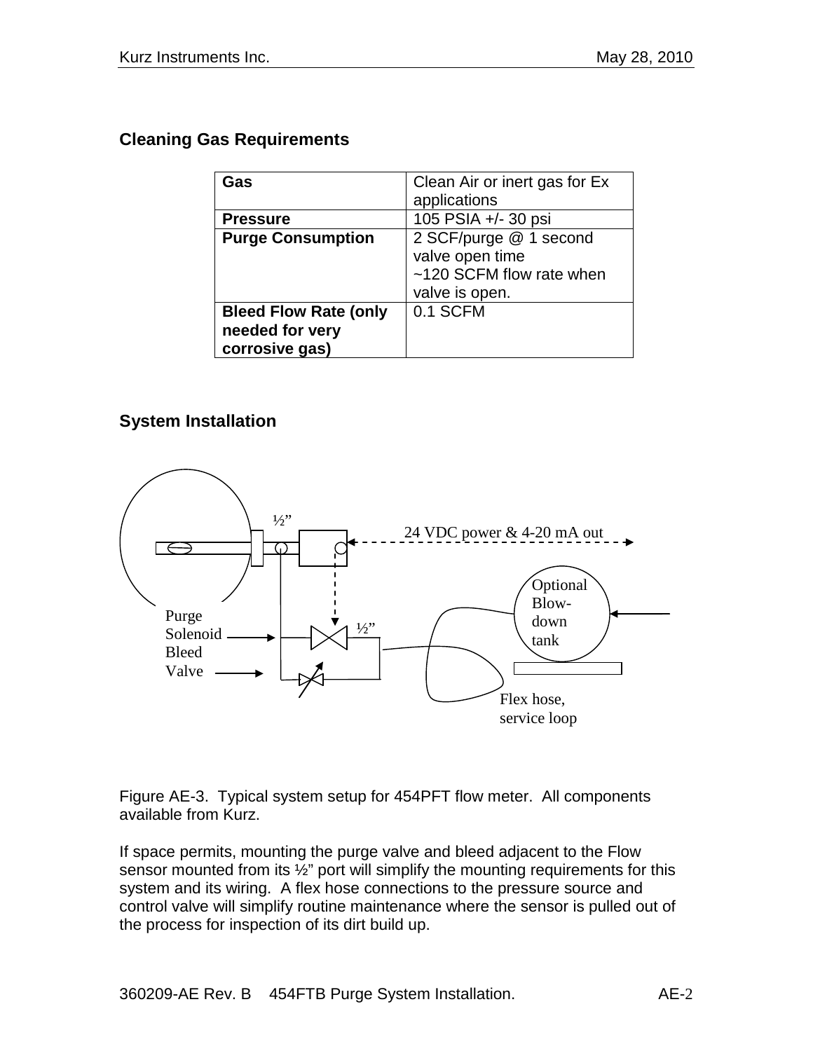## Cleaning Gas Requirements

| Gas | Clean Air or inert gas for Ex applications |
|---|---|
| **Pressure** | 105 PSIA +/- 30 psi |
| **Purge Consumption** | 2 SCF/purge @ 1 second valve open time<br>~120 SCFM flow rate when valve is open. |
| **Bleed Flow Rate (only needed for very corrosive gas)** | 0.1 SCFM |

## System Installation

½”

24 VDC power & 4-20 mA out

Optional Blow-down tank

Purge Solenoid

Bleed Valve

½”

Flex hose, service loop

Figure AE-3. Typical system setup for 454PFT flow meter. All components available from Kurz.

If space permits, mounting the purge valve and bleed adjacent to the Flow sensor mounted from its ½” port will simplify the mounting requirements for this system and its wiring. A flex hose connections to the pressure source and control valve will simplify routine maintenance where the sensor is pulled out of the process for inspection of its dirt build up.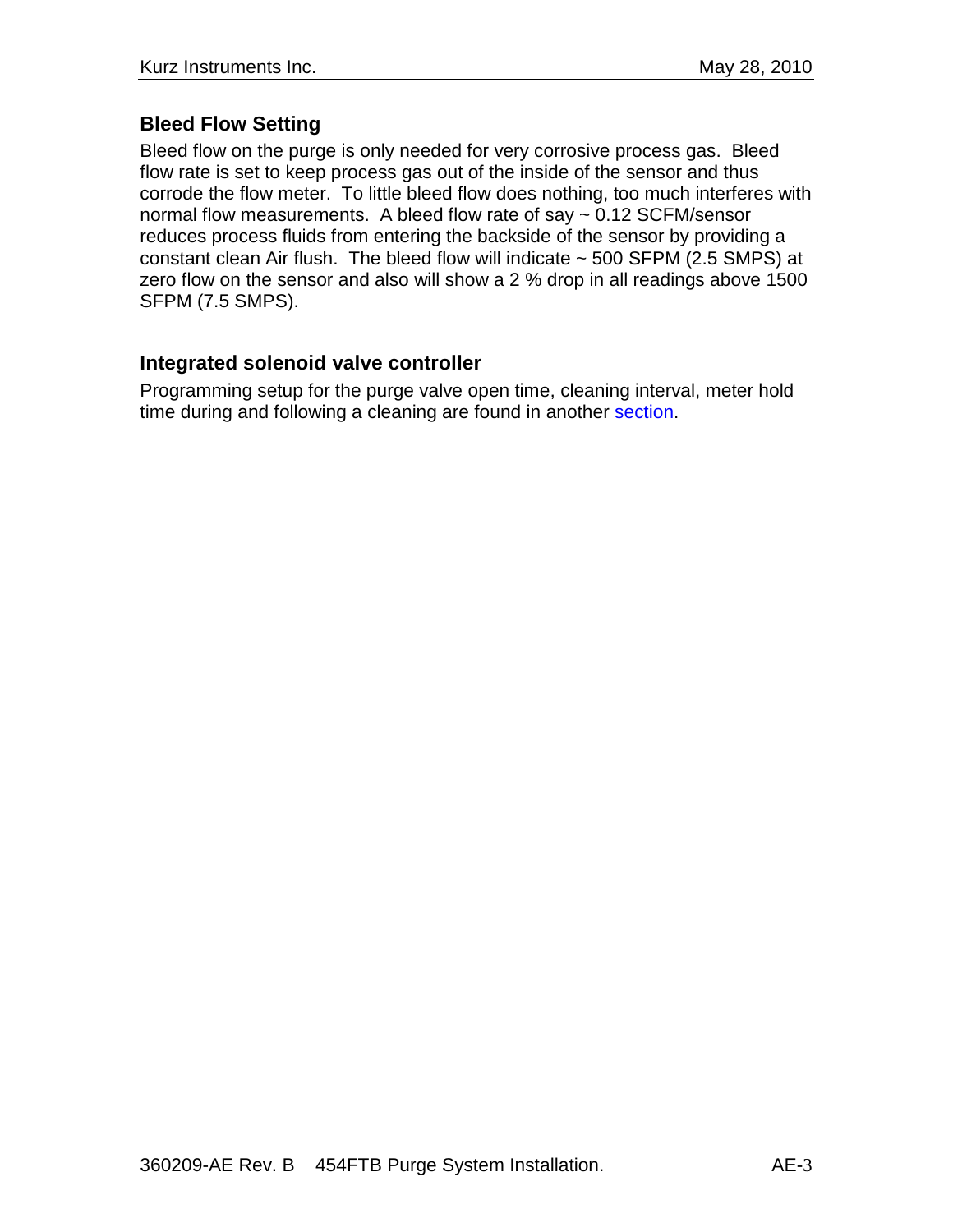## Bleed Flow Setting

Bleed flow on the purge is only needed for very corrosive process gas. Bleed flow rate is set to keep process gas out of the inside of the sensor and thus corrode the flow meter. To little bleed flow does nothing, too much interferes with normal flow measurements. A bleed flow rate of say ~ 0.12 SCFM/sensor reduces process fluids from entering the backside of the sensor by providing a constant clean Air flush. The bleed flow will indicate ~ 500 SFPM (2.5 SMPS) at zero flow on the sensor and also will show a 2 % drop in all readings above 1500 SFPM (7.5 SMPS).

## Integrated solenoid valve controller

Programming setup for the purge valve open time, cleaning interval, meter hold time during and following a cleaning are found in another section.